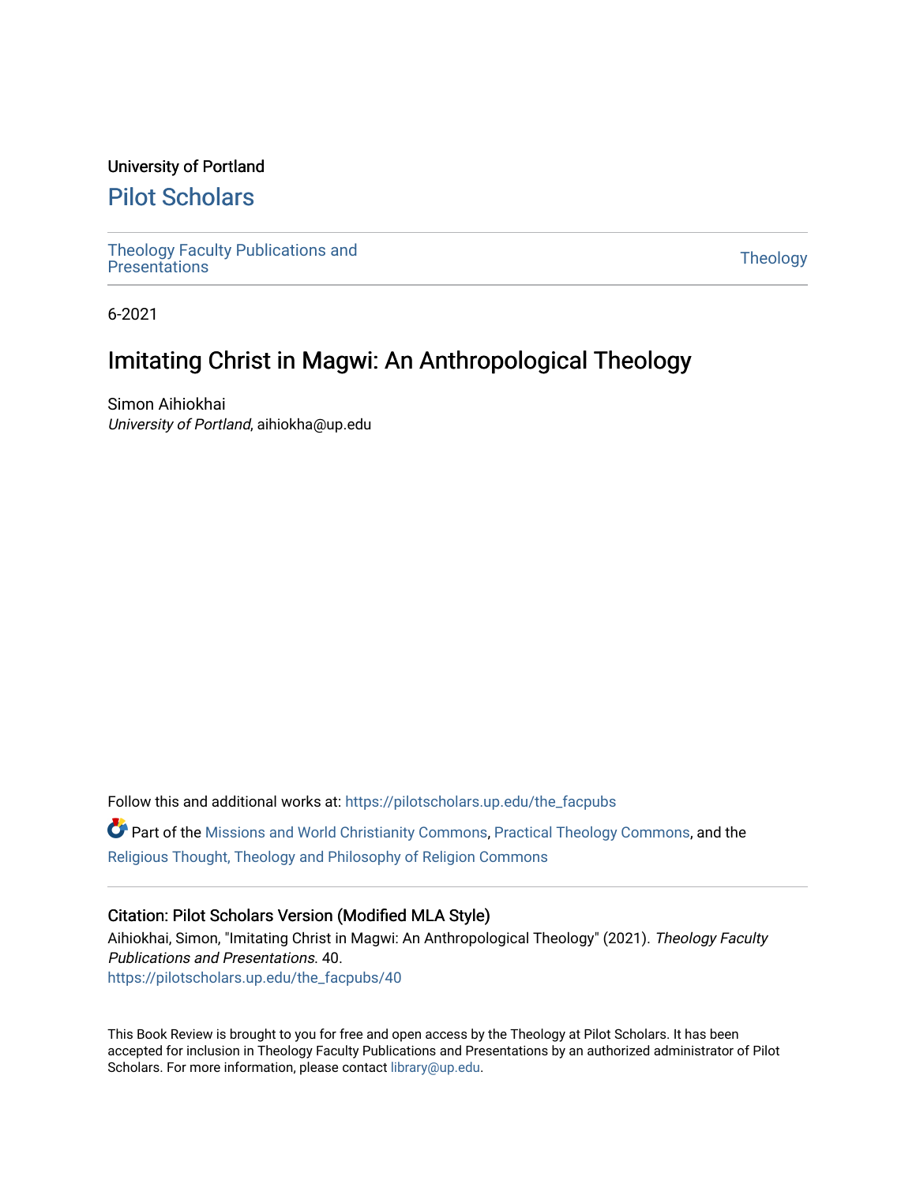University of Portland

# Pilot Scholars

Theology Faculty Publications and Presentations | Theology

6-2021

## Imitating Christ in Magwi: An Anthropological Theology

Simon Aihiokhai
*University of Portland*, aihiokha@up.edu

Follow this and additional works at: https://pilotscholars.up.edu/the_facpubs

Part of the Missions and World Christianity Commons, Practical Theology Commons, and the Religious Thought, Theology and Philosophy of Religion Commons

### Citation: Pilot Scholars Version (Modified MLA Style)

Aihiokhai, Simon, "Imitating Christ in Magwi: An Anthropological Theology" (2021). *Theology Faculty Publications and Presentations*. 40.
https://pilotscholars.up.edu/the_facpubs/40

This Book Review is brought to you for free and open access by the Theology at Pilot Scholars. It has been accepted for inclusion in Theology Faculty Publications and Presentations by an authorized administrator of Pilot Scholars. For more information, please contact library@up.edu.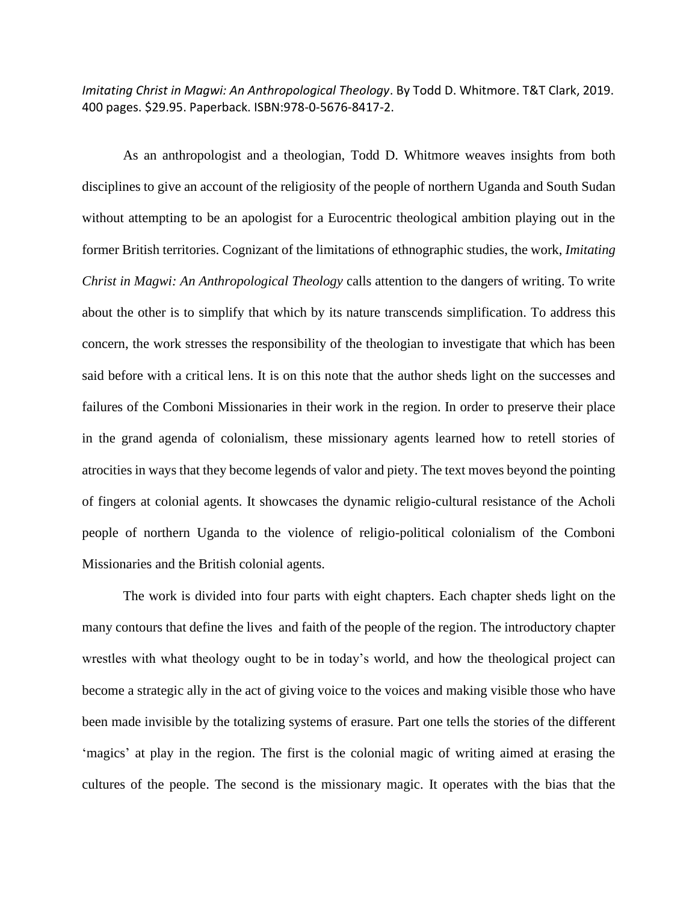*Imitating Christ in Magwi: An Anthropological Theology*. By Todd D. Whitmore. T&T Clark, 2019. 400 pages. $29.95. Paperback. ISBN:978-0-5676-8417-2.

As an anthropologist and a theologian, Todd D. Whitmore weaves insights from both disciplines to give an account of the religiosity of the people of northern Uganda and South Sudan without attempting to be an apologist for a Eurocentric theological ambition playing out in the former British territories. Cognizant of the limitations of ethnographic studies, the work, *Imitating Christ in Magwi: An Anthropological Theology* calls attention to the dangers of writing. To write about the other is to simplify that which by its nature transcends simplification. To address this concern, the work stresses the responsibility of the theologian to investigate that which has been said before with a critical lens. It is on this note that the author sheds light on the successes and failures of the Comboni Missionaries in their work in the region. In order to preserve their place in the grand agenda of colonialism, these missionary agents learned how to retell stories of atrocities in ways that they become legends of valor and piety. The text moves beyond the pointing of fingers at colonial agents. It showcases the dynamic religio-cultural resistance of the Acholi people of northern Uganda to the violence of religio-political colonialism of the Comboni Missionaries and the British colonial agents.

The work is divided into four parts with eight chapters. Each chapter sheds light on the many contours that define the lives and faith of the people of the region. The introductory chapter wrestles with what theology ought to be in today's world, and how the theological project can become a strategic ally in the act of giving voice to the voices and making visible those who have been made invisible by the totalizing systems of erasure. Part one tells the stories of the different 'magics' at play in the region. The first is the colonial magic of writing aimed at erasing the cultures of the people. The second is the missionary magic. It operates with the bias that the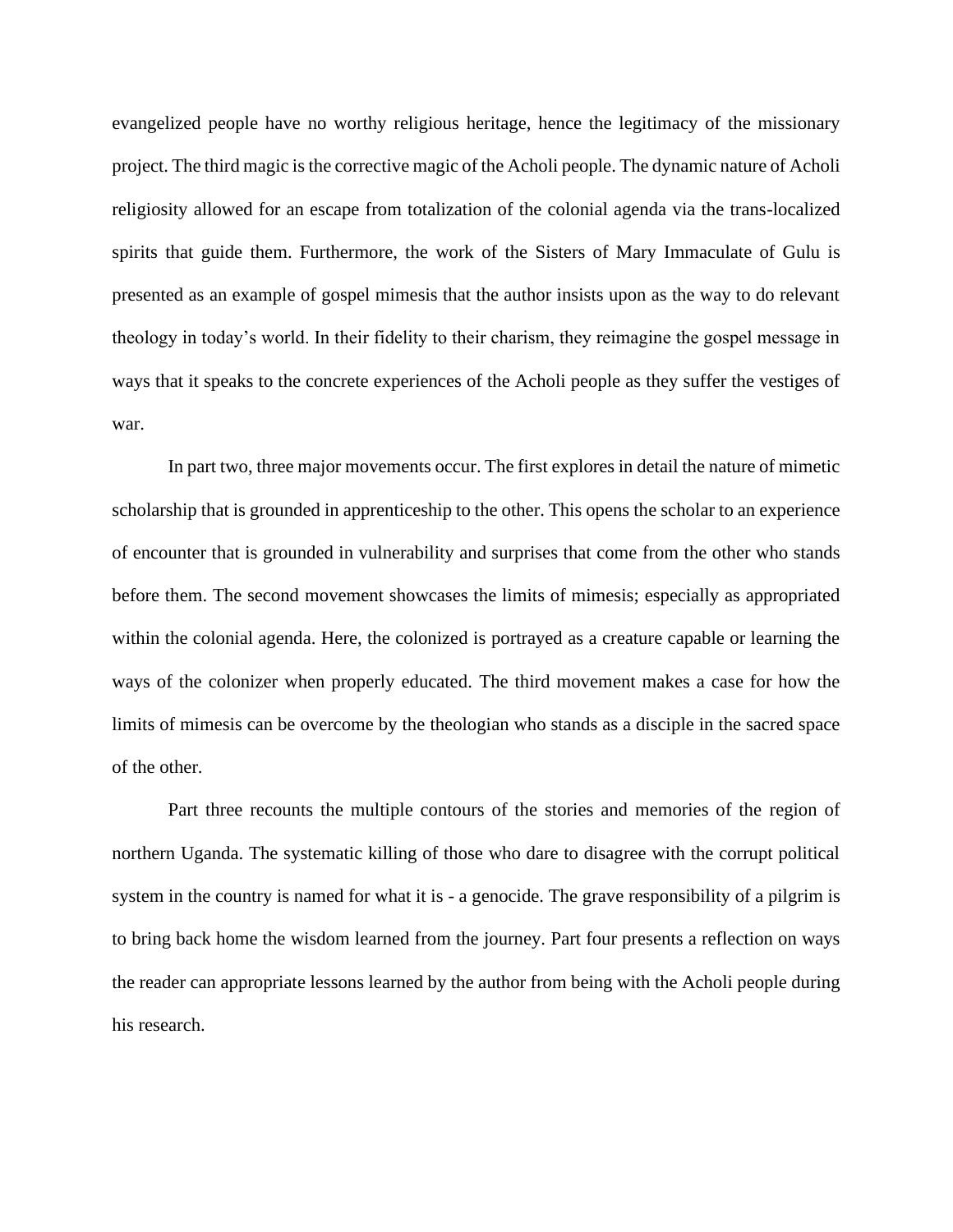evangelized people have no worthy religious heritage, hence the legitimacy of the missionary project. The third magic is the corrective magic of the Acholi people. The dynamic nature of Acholi religiosity allowed for an escape from totalization of the colonial agenda via the trans-localized spirits that guide them. Furthermore, the work of the Sisters of Mary Immaculate of Gulu is presented as an example of gospel mimesis that the author insists upon as the way to do relevant theology in today's world. In their fidelity to their charism, they reimagine the gospel message in ways that it speaks to the concrete experiences of the Acholi people as they suffer the vestiges of war.

In part two, three major movements occur. The first explores in detail the nature of mimetic scholarship that is grounded in apprenticeship to the other. This opens the scholar to an experience of encounter that is grounded in vulnerability and surprises that come from the other who stands before them. The second movement showcases the limits of mimesis; especially as appropriated within the colonial agenda. Here, the colonized is portrayed as a creature capable or learning the ways of the colonizer when properly educated. The third movement makes a case for how the limits of mimesis can be overcome by the theologian who stands as a disciple in the sacred space of the other.

Part three recounts the multiple contours of the stories and memories of the region of northern Uganda. The systematic killing of those who dare to disagree with the corrupt political system in the country is named for what it is - a genocide. The grave responsibility of a pilgrim is to bring back home the wisdom learned from the journey. Part four presents a reflection on ways the reader can appropriate lessons learned by the author from being with the Acholi people during his research.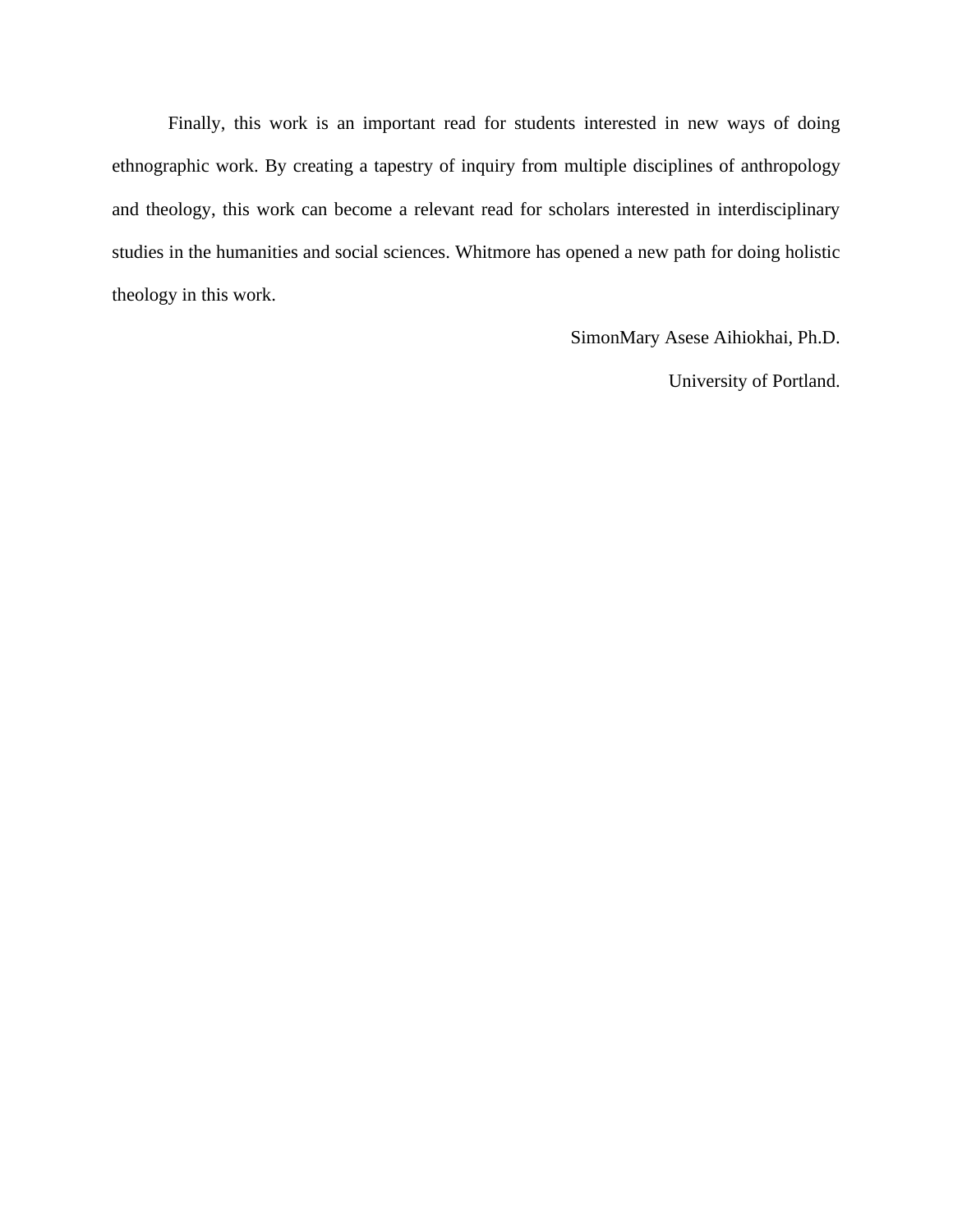Finally, this work is an important read for students interested in new ways of doing ethnographic work. By creating a tapestry of inquiry from multiple disciplines of anthropology and theology, this work can become a relevant read for scholars interested in interdisciplinary studies in the humanities and social sciences. Whitmore has opened a new path for doing holistic theology in this work.

SimonMary Asese Aihiokhai, Ph.D.

University of Portland.